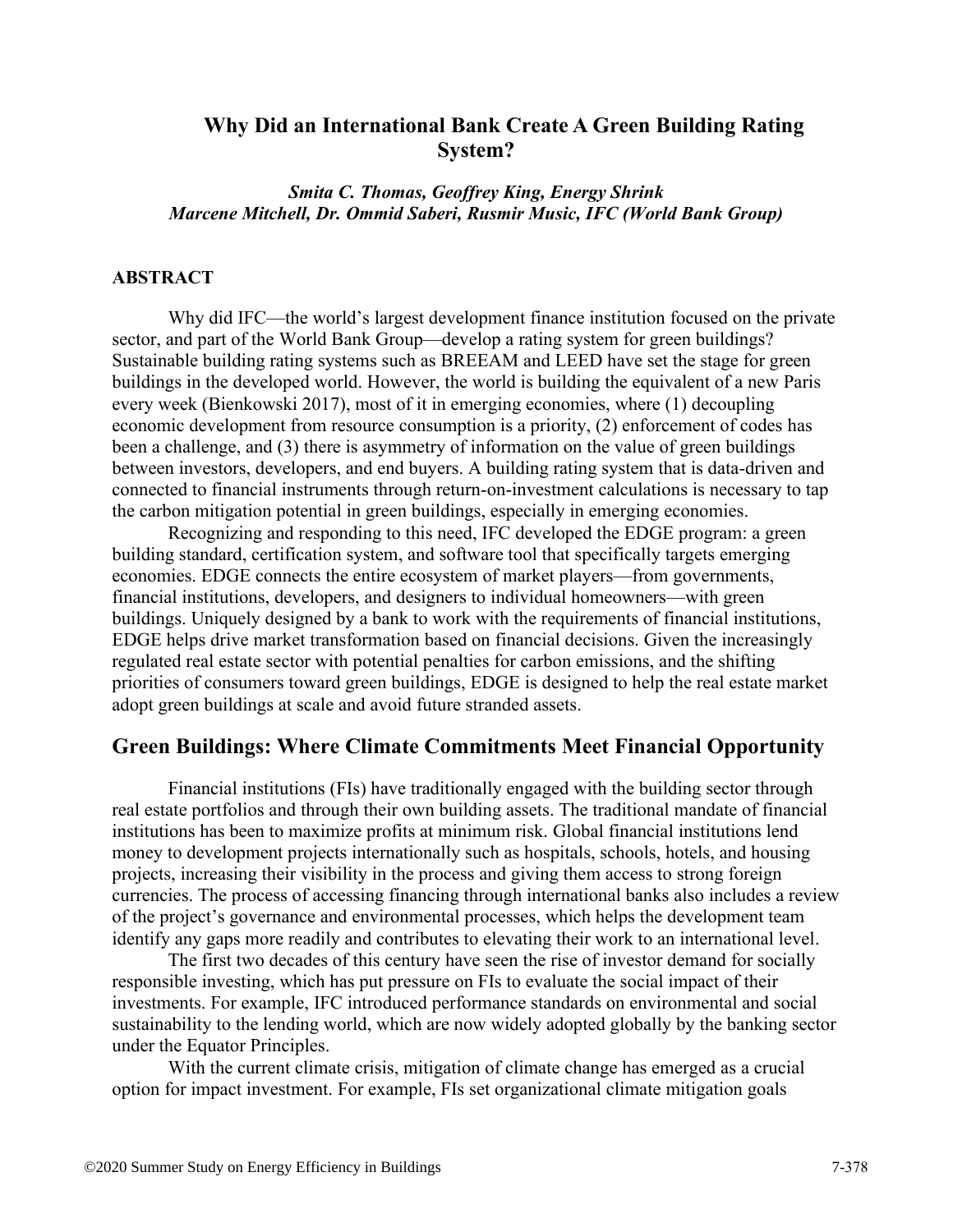# Why Did an International Bank Create A Green Building Rating System?

***Smita C. Thomas, Geoffrey King, Energy Shrink***
***Marcene Mitchell, Dr. Ommid Saberi, Rusmir Music, IFC (World Bank Group)***

## ABSTRACT

Why did IFC—the world's largest development finance institution focused on the private sector, and part of the World Bank Group—develop a rating system for green buildings? Sustainable building rating systems such as BREEAM and LEED have set the stage for green buildings in the developed world. However, the world is building the equivalent of a new Paris every week (Bienkowski 2017), most of it in emerging economies, where (1) decoupling economic development from resource consumption is a priority, (2) enforcement of codes has been a challenge, and (3) there is asymmetry of information on the value of green buildings between investors, developers, and end buyers. A building rating system that is data-driven and connected to financial instruments through return-on-investment calculations is necessary to tap the carbon mitigation potential in green buildings, especially in emerging economies.

Recognizing and responding to this need, IFC developed the EDGE program: a green building standard, certification system, and software tool that specifically targets emerging economies. EDGE connects the entire ecosystem of market players—from governments, financial institutions, developers, and designers to individual homeowners—with green buildings. Uniquely designed by a bank to work with the requirements of financial institutions, EDGE helps drive market transformation based on financial decisions. Given the increasingly regulated real estate sector with potential penalties for carbon emissions, and the shifting priorities of consumers toward green buildings, EDGE is designed to help the real estate market adopt green buildings at scale and avoid future stranded assets.

## Green Buildings: Where Climate Commitments Meet Financial Opportunity

Financial institutions (FIs) have traditionally engaged with the building sector through real estate portfolios and through their own building assets. The traditional mandate of financial institutions has been to maximize profits at minimum risk. Global financial institutions lend money to development projects internationally such as hospitals, schools, hotels, and housing projects, increasing their visibility in the process and giving them access to strong foreign currencies. The process of accessing financing through international banks also includes a review of the project's governance and environmental processes, which helps the development team identify any gaps more readily and contributes to elevating their work to an international level.

The first two decades of this century have seen the rise of investor demand for socially responsible investing, which has put pressure on FIs to evaluate the social impact of their investments. For example, IFC introduced performance standards on environmental and social sustainability to the lending world, which are now widely adopted globally by the banking sector under the Equator Principles.

With the current climate crisis, mitigation of climate change has emerged as a crucial option for impact investment. For example, FIs set organizational climate mitigation goals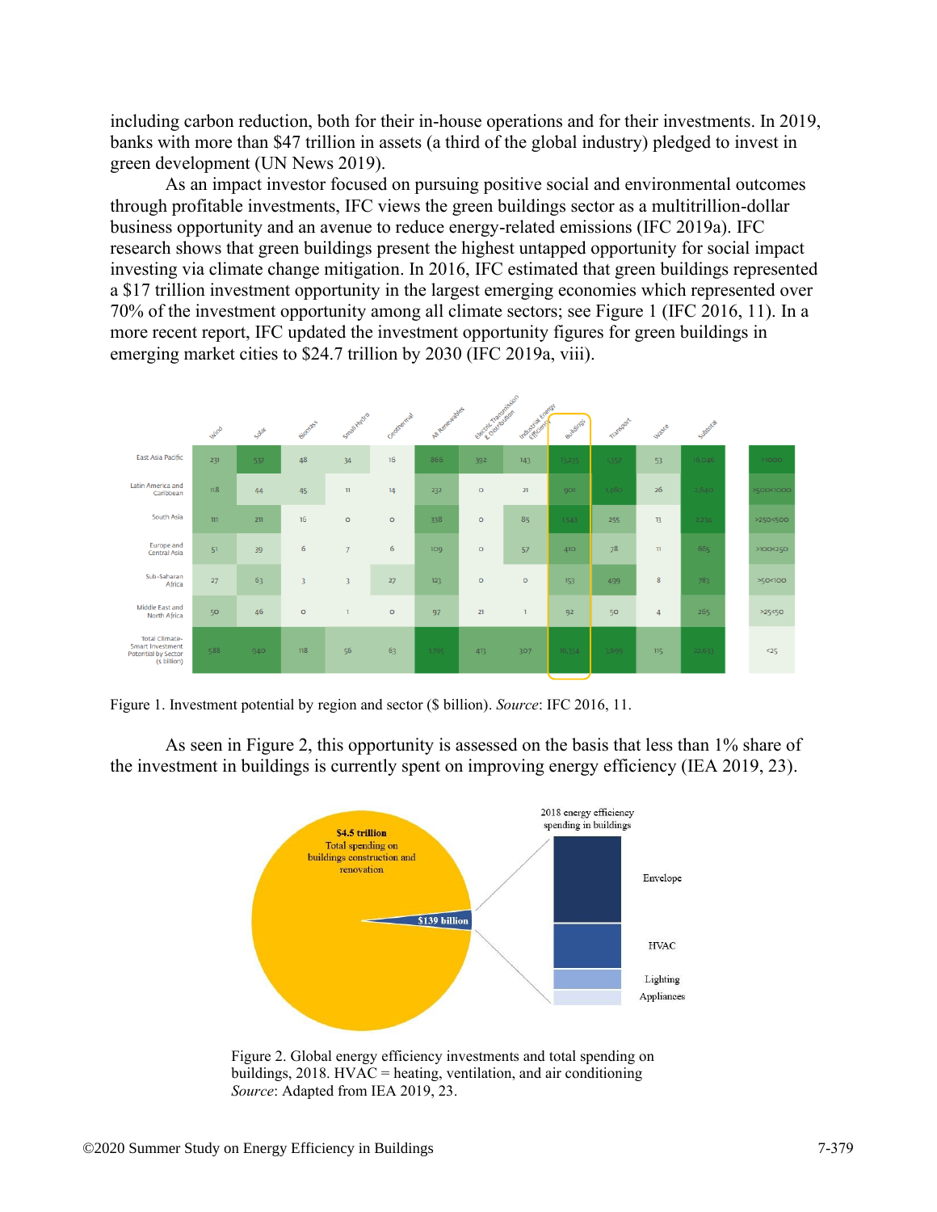including carbon reduction, both for their in-house operations and for their investments. In 2019, banks with more than $47 trillion in assets (a third of the global industry) pledged to invest in green development (UN News 2019).

As an impact investor focused on pursuing positive social and environmental outcomes through profitable investments, IFC views the green buildings sector as a multitrillion-dollar business opportunity and an avenue to reduce energy-related emissions (IFC 2019a). IFC research shows that green buildings present the highest untapped opportunity for social impact investing via climate change mitigation. In 2016, IFC estimated that green buildings represented a $17 trillion investment opportunity in the largest emerging economies which represented over 70% of the investment opportunity among all climate sectors; see Figure 1 (IFC 2016, 11). In a more recent report, IFC updated the investment opportunity figures for green buildings in emerging market cities to $24.7 trillion by 2030 (IFC 2019a, viii).

| | Wind | Solar | Biomass | Small Hydro | Geothermal | All Renewables | Electric Transmission & Distribution | Industrial Energy Efficiency | Buildings | Transport | Waste | Subtotal |
|---|---|---|---|---|---|---|---|---|---|---|---|---|
| East Asia Pacific | 231 | 537 | 48 | 34 | 16 | 866 | 392 | 143 | 13,215 | 1,357 | 53 | 16,046 |
| Latin America and Caribbean | 118 | 44 | 45 | 11 | 14 | 232 | 0 | 21 | 901 | 1,460 | 26 | 2,640 |
| South Asia | 111 | 211 | 16 | 0 | 0 | 338 | 0 | 85 | 1,543 | 255 | 13 | 2,234 |
| Europe and Central Asia | 51 | 39 | 6 | 7 | 6 | 109 | 0 | 57 | 410 | 78 | 11 | 665 |
| Sub-Saharan Africa | 27 | 63 | 3 | 3 | 27 | 123 | 0 | 0 | 153 | 499 | 8 | 783 |
| Middle East and North Africa | 50 | 46 | 0 | 1 | 0 | 97 | 21 | 1 | 92 | 50 | 4 | 265 |
| Total Climate-Smart Investment Potential by Sector ($ billion) | 588 | 940 | 118 | 56 | 63 | 1,765 | 413 | 307 | 16,314 | 3,699 | 115 | 22,633 |

>1000
>500<1000
>250<500
>100<250
>50<100
>25<50
<25

Figure 1. Investment potential by region and sector ($ billion). *Source*: IFC 2016, 11.

As seen in Figure 2, this opportunity is assessed on the basis that less than 1% share of the investment in buildings is currently spent on improving energy efficiency (IEA 2019, 23).

**$4.5 trillion**
Total spending on buildings construction and renovation
**$139 billion**
2018 energy efficiency spending in buildings
Envelope
HVAC
Lighting
Appliances

Figure 2. Global energy efficiency investments and total spending on buildings, 2018. HVAC = heating, ventilation, and air conditioning *Source*: Adapted from IEA 2019, 23.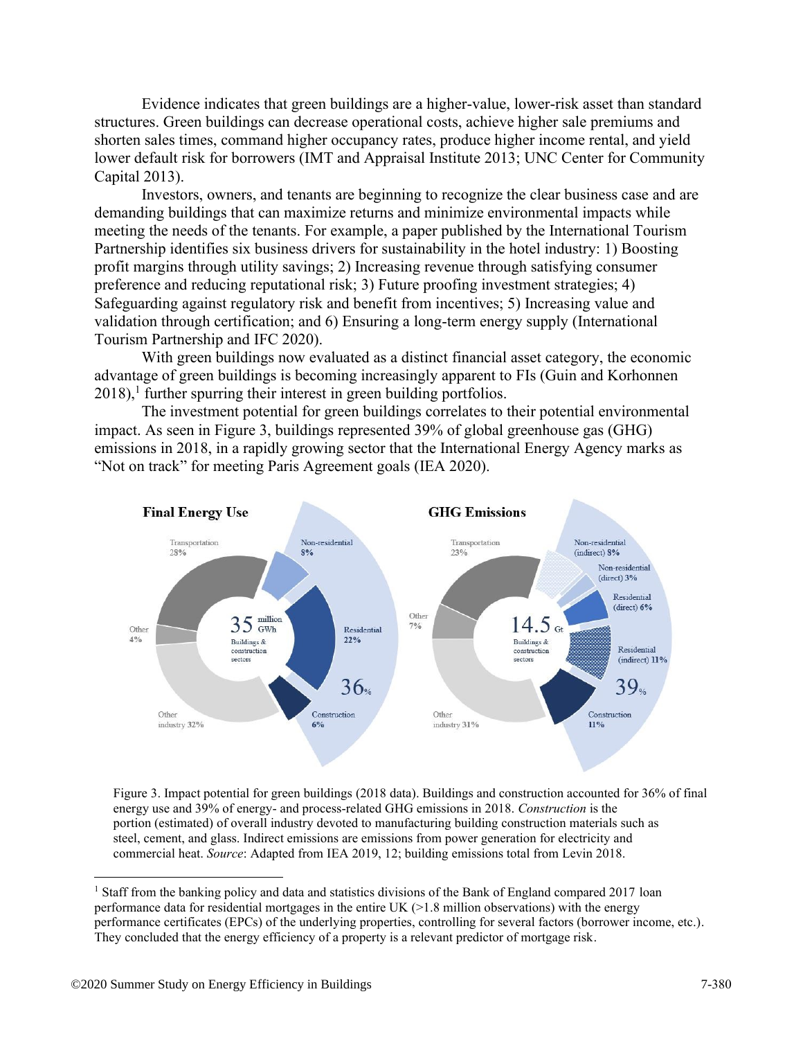Evidence indicates that green buildings are a higher-value, lower-risk asset than standard structures. Green buildings can decrease operational costs, achieve higher sale premiums and shorten sales times, command higher occupancy rates, produce higher income rental, and yield lower default risk for borrowers (IMT and Appraisal Institute 2013; UNC Center for Community Capital 2013).

Investors, owners, and tenants are beginning to recognize the clear business case and are demanding buildings that can maximize returns and minimize environmental impacts while meeting the needs of the tenants. For example, a paper published by the International Tourism Partnership identifies six business drivers for sustainability in the hotel industry: 1) Boosting profit margins through utility savings; 2) Increasing revenue through satisfying consumer preference and reducing reputational risk; 3) Future proofing investment strategies; 4) Safeguarding against regulatory risk and benefit from incentives; 5) Increasing value and validation through certification; and 6) Ensuring a long-term energy supply (International Tourism Partnership and IFC 2020).

With green buildings now evaluated as a distinct financial asset category, the economic advantage of green buildings is becoming increasingly apparent to FIs (Guin and Korhonnen 2018),[1] further spurring their interest in green building portfolios.

The investment potential for green buildings correlates to their potential environmental impact. As seen in Figure 3, buildings represented 39% of global greenhouse gas (GHG) emissions in 2018, in a rapidly growing sector that the International Energy Agency marks as "Not on track" for meeting Paris Agreement goals (IEA 2020).

**Final Energy Use**

Transportation 28%
Non-residential 8%
Other 4%
35 million GWh
Buildings & construction sectors
Residential 22%
36%
Other industry 32%
Construction 6%

**GHG Emissions**

Transportation 23%
Non-residential (indirect) 8%
Non-residential (direct) 3%
Residential (direct) 6%
Other 7%
14.5 Gt
Buildings & construction sectors
Residential (indirect) 11%
39%
Other industry 31%
Construction 11%

Figure 3. Impact potential for green buildings (2018 data). Buildings and construction accounted for 36% of final energy use and 39% of energy- and process-related GHG emissions in 2018. *Construction* is the portion (estimated) of overall industry devoted to manufacturing building construction materials such as steel, cement, and glass. Indirect emissions are emissions from power generation for electricity and commercial heat. *Source*: Adapted from IEA 2019, 12; building emissions total from Levin 2018.

[1] Staff from the banking policy and data and statistics divisions of the Bank of England compared 2017 loan performance data for residential mortgages in the entire UK (>1.8 million observations) with the energy performance certificates (EPCs) of the underlying properties, controlling for several factors (borrower income, etc.). They concluded that the energy efficiency of a property is a relevant predictor of mortgage risk.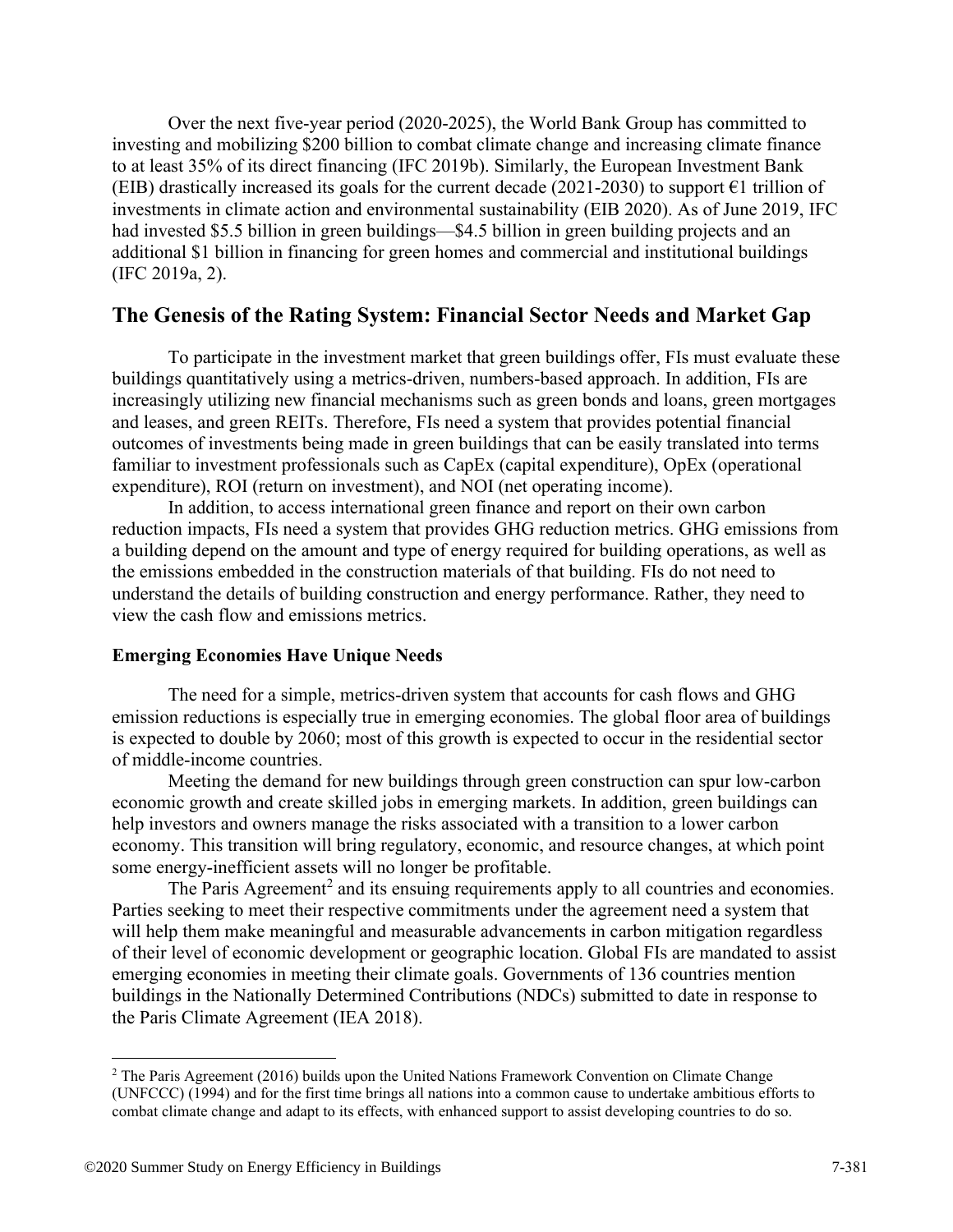Over the next five-year period (2020-2025), the World Bank Group has committed to investing and mobilizing $200 billion to combat climate change and increasing climate finance to at least 35% of its direct financing (IFC 2019b). Similarly, the European Investment Bank (EIB) drastically increased its goals for the current decade (2021-2030) to support €1 trillion of investments in climate action and environmental sustainability (EIB 2020). As of June 2019, IFC had invested $5.5 billion in green buildings—$4.5 billion in green building projects and an additional $1 billion in financing for green homes and commercial and institutional buildings (IFC 2019a, 2).

## The Genesis of the Rating System: Financial Sector Needs and Market Gap

To participate in the investment market that green buildings offer, FIs must evaluate these buildings quantitatively using a metrics-driven, numbers-based approach. In addition, FIs are increasingly utilizing new financial mechanisms such as green bonds and loans, green mortgages and leases, and green REITs. Therefore, FIs need a system that provides potential financial outcomes of investments being made in green buildings that can be easily translated into terms familiar to investment professionals such as CapEx (capital expenditure), OpEx (operational expenditure), ROI (return on investment), and NOI (net operating income).

In addition, to access international green finance and report on their own carbon reduction impacts, FIs need a system that provides GHG reduction metrics. GHG emissions from a building depend on the amount and type of energy required for building operations, as well as the emissions embedded in the construction materials of that building. FIs do not need to understand the details of building construction and energy performance. Rather, they need to view the cash flow and emissions metrics.

### Emerging Economies Have Unique Needs

The need for a simple, metrics-driven system that accounts for cash flows and GHG emission reductions is especially true in emerging economies. The global floor area of buildings is expected to double by 2060; most of this growth is expected to occur in the residential sector of middle-income countries.

Meeting the demand for new buildings through green construction can spur low-carbon economic growth and create skilled jobs in emerging markets. In addition, green buildings can help investors and owners manage the risks associated with a transition to a lower carbon economy. This transition will bring regulatory, economic, and resource changes, at which point some energy-inefficient assets will no longer be profitable.

The Paris Agreement[2] and its ensuing requirements apply to all countries and economies. Parties seeking to meet their respective commitments under the agreement need a system that will help them make meaningful and measurable advancements in carbon mitigation regardless of their level of economic development or geographic location. Global FIs are mandated to assist emerging economies in meeting their climate goals. Governments of 136 countries mention buildings in the Nationally Determined Contributions (NDCs) submitted to date in response to the Paris Climate Agreement (IEA 2018).

[2] The Paris Agreement (2016) builds upon the United Nations Framework Convention on Climate Change (UNFCCC) (1994) and for the first time brings all nations into a common cause to undertake ambitious efforts to combat climate change and adapt to its effects, with enhanced support to assist developing countries to do so.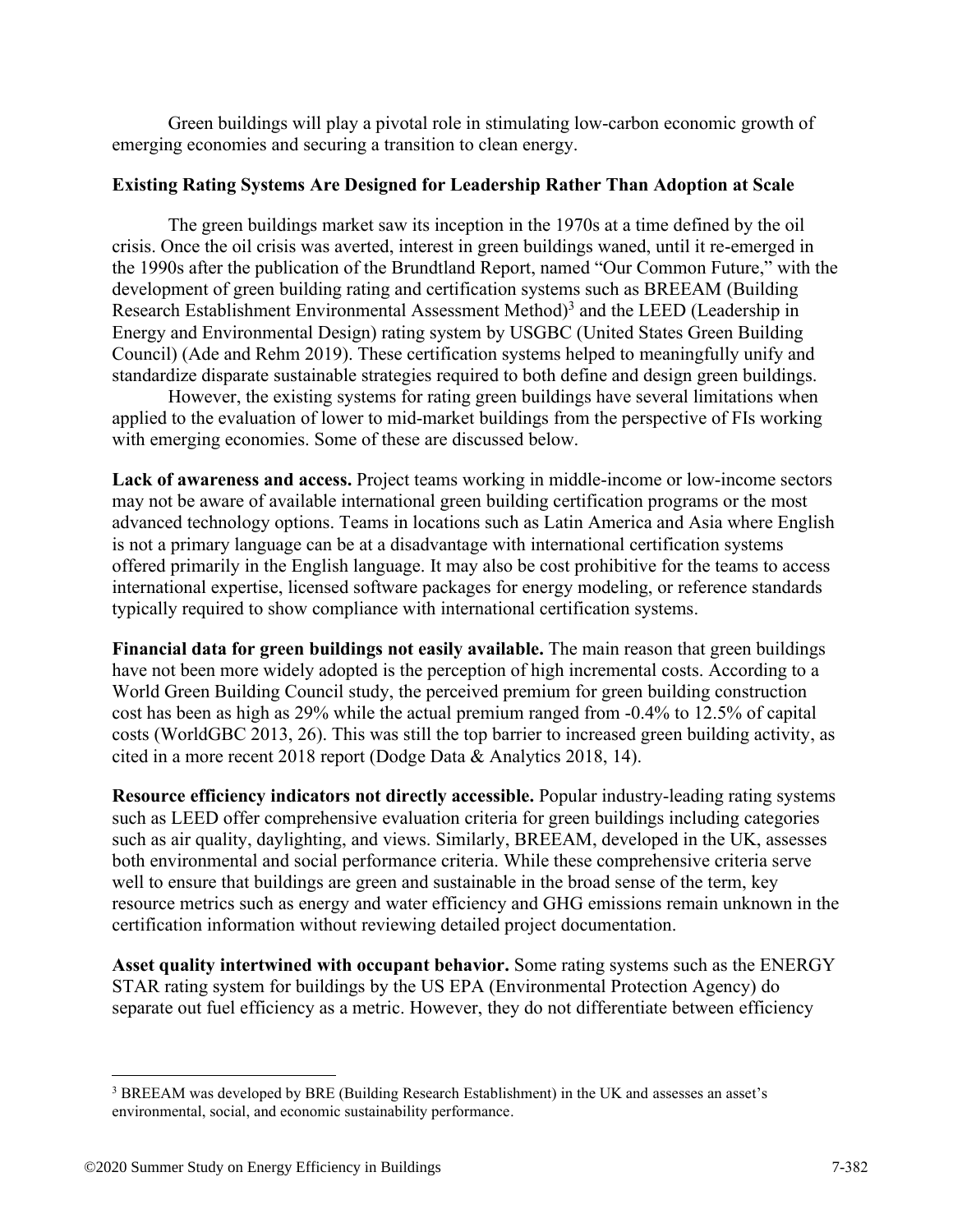Green buildings will play a pivotal role in stimulating low-carbon economic growth of emerging economies and securing a transition to clean energy.

### Existing Rating Systems Are Designed for Leadership Rather Than Adoption at Scale

The green buildings market saw its inception in the 1970s at a time defined by the oil crisis. Once the oil crisis was averted, interest in green buildings waned, until it re-emerged in the 1990s after the publication of the Brundtland Report, named "Our Common Future," with the development of green building rating and certification systems such as BREEAM (Building Research Establishment Environmental Assessment Method)[3] and the LEED (Leadership in Energy and Environmental Design) rating system by USGBC (United States Green Building Council) (Ade and Rehm 2019). These certification systems helped to meaningfully unify and standardize disparate sustainable strategies required to both define and design green buildings.

However, the existing systems for rating green buildings have several limitations when applied to the evaluation of lower to mid-market buildings from the perspective of FIs working with emerging economies. Some of these are discussed below.

**Lack of awareness and access.** Project teams working in middle-income or low-income sectors may not be aware of available international green building certification programs or the most advanced technology options. Teams in locations such as Latin America and Asia where English is not a primary language can be at a disadvantage with international certification systems offered primarily in the English language. It may also be cost prohibitive for the teams to access international expertise, licensed software packages for energy modeling, or reference standards typically required to show compliance with international certification systems.

**Financial data for green buildings not easily available.** The main reason that green buildings have not been more widely adopted is the perception of high incremental costs. According to a World Green Building Council study, the perceived premium for green building construction cost has been as high as 29% while the actual premium ranged from -0.4% to 12.5% of capital costs (WorldGBC 2013, 26). This was still the top barrier to increased green building activity, as cited in a more recent 2018 report (Dodge Data & Analytics 2018, 14).

**Resource efficiency indicators not directly accessible.** Popular industry-leading rating systems such as LEED offer comprehensive evaluation criteria for green buildings including categories such as air quality, daylighting, and views. Similarly, BREEAM, developed in the UK, assesses both environmental and social performance criteria. While these comprehensive criteria serve well to ensure that buildings are green and sustainable in the broad sense of the term, key resource metrics such as energy and water efficiency and GHG emissions remain unknown in the certification information without reviewing detailed project documentation.

**Asset quality intertwined with occupant behavior.** Some rating systems such as the ENERGY STAR rating system for buildings by the US EPA (Environmental Protection Agency) do separate out fuel efficiency as a metric. However, they do not differentiate between efficiency

[3] BREEAM was developed by BRE (Building Research Establishment) in the UK and assesses an asset's environmental, social, and economic sustainability performance.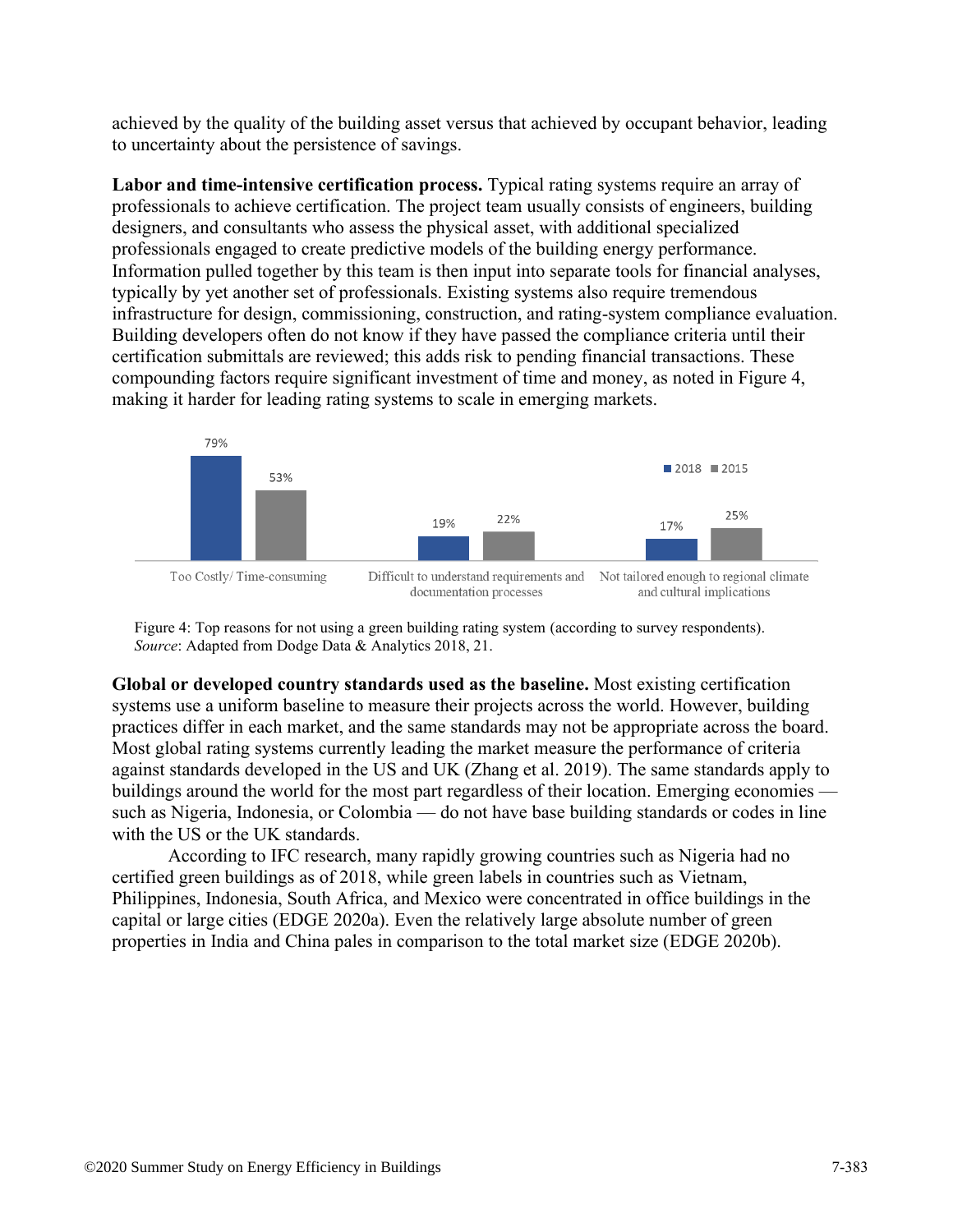achieved by the quality of the building asset versus that achieved by occupant behavior, leading to uncertainty about the persistence of savings.

**Labor and time-intensive certification process.** Typical rating systems require an array of professionals to achieve certification. The project team usually consists of engineers, building designers, and consultants who assess the physical asset, with additional specialized professionals engaged to create predictive models of the building energy performance. Information pulled together by this team is then input into separate tools for financial analyses, typically by yet another set of professionals. Existing systems also require tremendous infrastructure for design, commissioning, construction, and rating-system compliance evaluation. Building developers often do not know if they have passed the compliance criteria until their certification submittals are reviewed; this adds risk to pending financial transactions. These compounding factors require significant investment of time and money, as noted in Figure 4, making it harder for leading rating systems to scale in emerging markets.

2018 2015

79%
53%
Too Costly/ Time-consuming

19%
22%
Difficult to understand requirements and documentation processes

17%
25%
Not tailored enough to regional climate and cultural implications

Figure 4: Top reasons for not using a green building rating system (according to survey respondents). *Source*: Adapted from Dodge Data & Analytics 2018, 21.

**Global or developed country standards used as the baseline.** Most existing certification systems use a uniform baseline to measure their projects across the world. However, building practices differ in each market, and the same standards may not be appropriate across the board. Most global rating systems currently leading the market measure the performance of criteria against standards developed in the US and UK (Zhang et al. 2019). The same standards apply to buildings around the world for the most part regardless of their location. Emerging economies — such as Nigeria, Indonesia, or Colombia — do not have base building standards or codes in line with the US or the UK standards.

According to IFC research, many rapidly growing countries such as Nigeria had no certified green buildings as of 2018, while green labels in countries such as Vietnam, Philippines, Indonesia, South Africa, and Mexico were concentrated in office buildings in the capital or large cities (EDGE 2020a). Even the relatively large absolute number of green properties in India and China pales in comparison to the total market size (EDGE 2020b).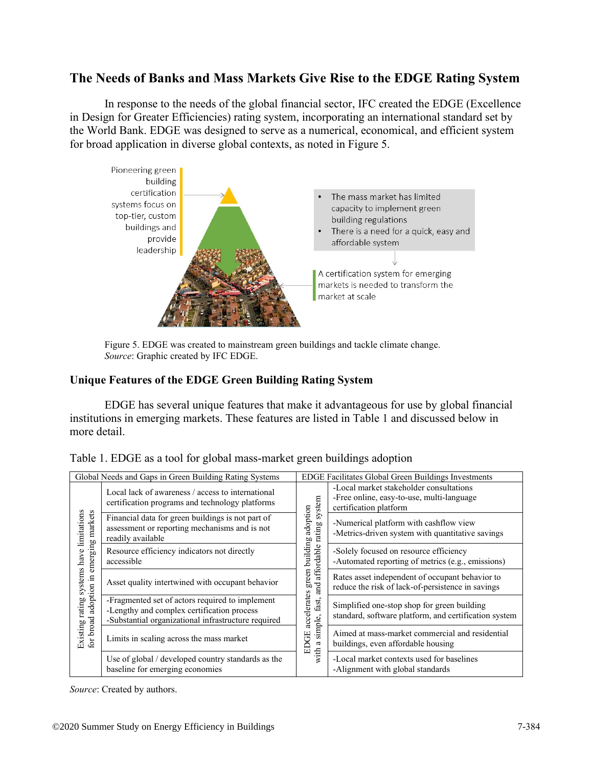## The Needs of Banks and Mass Markets Give Rise to the EDGE Rating System

In response to the needs of the global financial sector, IFC created the EDGE (Excellence in Design for Greater Efficiencies) rating system, incorporating an international standard set by the World Bank. EDGE was designed to serve as a numerical, economical, and efficient system for broad application in diverse global contexts, as noted in Figure 5.

Pioneering green building certification systems focus on top-tier, custom buildings and provide leadership

- The mass market has limited capacity to implement green building regulations
- There is a need for a quick, easy and affordable system

A certification system for emerging markets is needed to transform the market at scale

Figure 5. EDGE was created to mainstream green buildings and tackle climate change. *Source*: Graphic created by IFC EDGE.

### Unique Features of the EDGE Green Building Rating System

EDGE has several unique features that make it advantageous for use by global financial institutions in emerging markets. These features are listed in Table 1 and discussed below in more detail.

Table 1. EDGE as a tool for global mass-market green buildings adoption

| Global Needs and Gaps in Green Building Rating Systems | | EDGE Facilitates Global Green Buildings Investments | |
|---|---|---|---|
| Existing rating systems have limitations for broad adoption in emerging markets | Local lack of awareness / access to international certification programs and technology platforms | EDGE accelerates green building adoption with a simple, fast, and affordable rating system | -Local market stakeholder consultations<br>-Free online, easy-to-use, multi-language certification platform |
| | Financial data for green buildings is not part of assessment or reporting mechanisms and is not readily available | | -Numerical platform with cashflow view<br>-Metrics-driven system with quantitative savings |
| | Resource efficiency indicators not directly accessible | | -Solely focused on resource efficiency<br>-Automated reporting of metrics (e.g., emissions) |
| | Asset quality intertwined with occupant behavior | | Rates asset independent of occupant behavior to reduce the risk of lack-of-persistence in savings |
| | -Fragmented set of actors required to implement<br>-Lengthy and complex certification process<br>-Substantial organizational infrastructure required | | Simplified one-stop shop for green building standard, software platform, and certification system |
| | Limits in scaling across the mass market | | Aimed at mass-market commercial and residential buildings, even affordable housing |
| | Use of global / developed country standards as the baseline for emerging economies | | -Local market contexts used for baselines<br>-Alignment with global standards |

*Source*: Created by authors.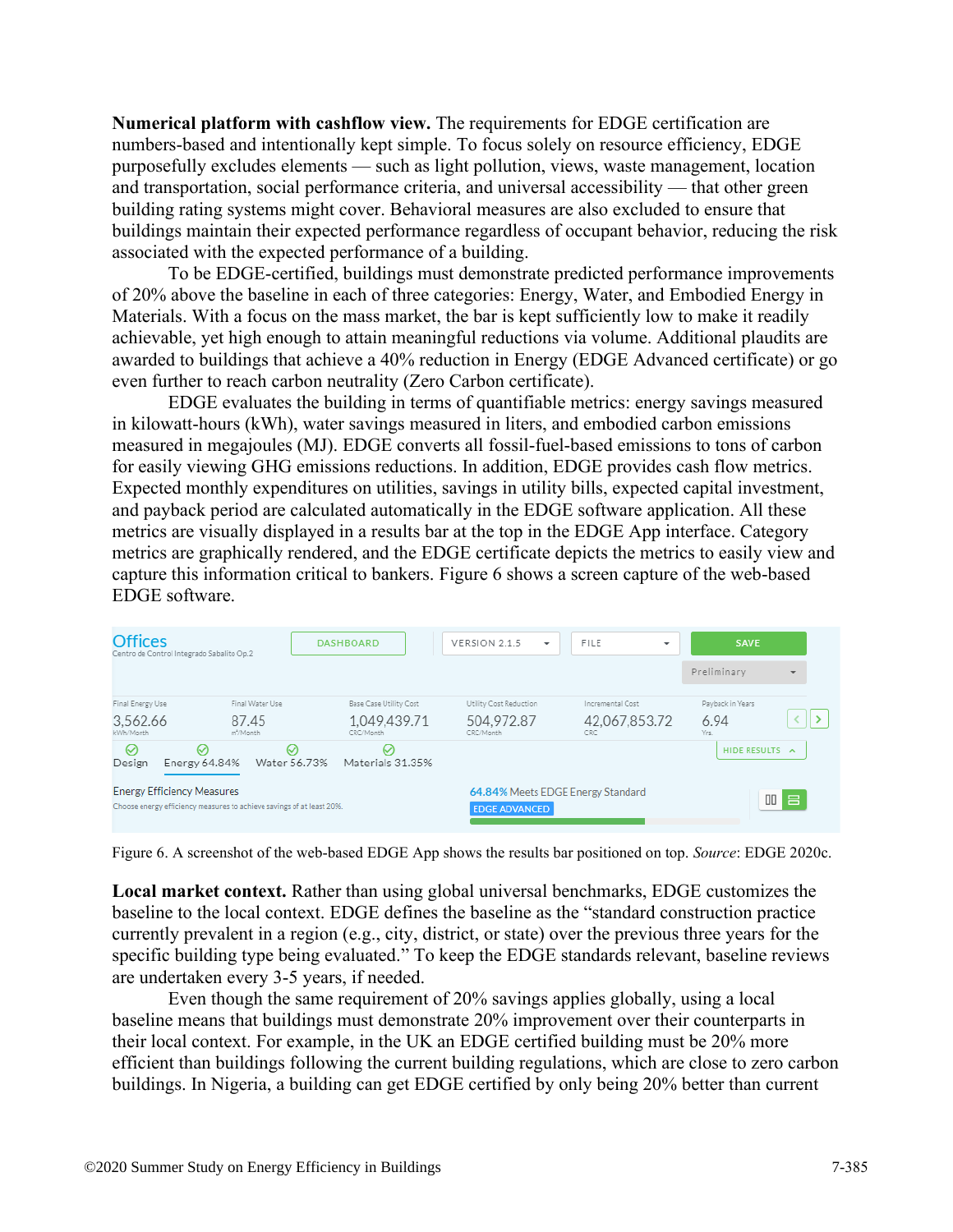**Numerical platform with cashflow view.** The requirements for EDGE certification are numbers-based and intentionally kept simple. To focus solely on resource efficiency, EDGE purposefully excludes elements — such as light pollution, views, waste management, location and transportation, social performance criteria, and universal accessibility — that other green building rating systems might cover. Behavioral measures are also excluded to ensure that buildings maintain their expected performance regardless of occupant behavior, reducing the risk associated with the expected performance of a building.

To be EDGE-certified, buildings must demonstrate predicted performance improvements of 20% above the baseline in each of three categories: Energy, Water, and Embodied Energy in Materials. With a focus on the mass market, the bar is kept sufficiently low to make it readily achievable, yet high enough to attain meaningful reductions via volume. Additional plaudits are awarded to buildings that achieve a 40% reduction in Energy (EDGE Advanced certificate) or go even further to reach carbon neutrality (Zero Carbon certificate).

EDGE evaluates the building in terms of quantifiable metrics: energy savings measured in kilowatt-hours (kWh), water savings measured in liters, and embodied carbon emissions measured in megajoules (MJ). EDGE converts all fossil-fuel-based emissions to tons of carbon for easily viewing GHG emissions reductions. In addition, EDGE provides cash flow metrics. Expected monthly expenditures on utilities, savings in utility bills, expected capital investment, and payback period are calculated automatically in the EDGE software application. All these metrics are visually displayed in a results bar at the top in the EDGE App interface. Category metrics are graphically rendered, and the EDGE certificate depicts the metrics to easily view and capture this information critical to bankers. Figure 6 shows a screen capture of the web-based EDGE software.

Offices
Centro de Control Integrado Sabalito Op.2
DASHBOARD
VERSION 2.1.5
FILE
SAVE
Preliminary
Final Energy Use 3,562.66 kWh/Month
Final Water Use 87.45 m³/Month
Base Case Utility Cost 1,049,439.71 CRC/Month
Utility Cost Reduction 504,972.87 CRC/Month
Incremental Cost 42,067,853.72 CRC
Payback in Years 6.94 Yrs.
Design
Energy 64.84%
Water 56.73%
Materials 31.35%
HIDE RESULTS
Energy Efficiency Measures
Choose energy efficiency measures to achieve savings of at least 20%.
64.84% Meets EDGE Energy Standard
EDGE ADVANCED

Figure 6. A screenshot of the web-based EDGE App shows the results bar positioned on top. *Source*: EDGE 2020c.

**Local market context.** Rather than using global universal benchmarks, EDGE customizes the baseline to the local context. EDGE defines the baseline as the "standard construction practice currently prevalent in a region (e.g., city, district, or state) over the previous three years for the specific building type being evaluated." To keep the EDGE standards relevant, baseline reviews are undertaken every 3-5 years, if needed.

Even though the same requirement of 20% savings applies globally, using a local baseline means that buildings must demonstrate 20% improvement over their counterparts in their local context. For example, in the UK an EDGE certified building must be 20% more efficient than buildings following the current building regulations, which are close to zero carbon buildings. In Nigeria, a building can get EDGE certified by only being 20% better than current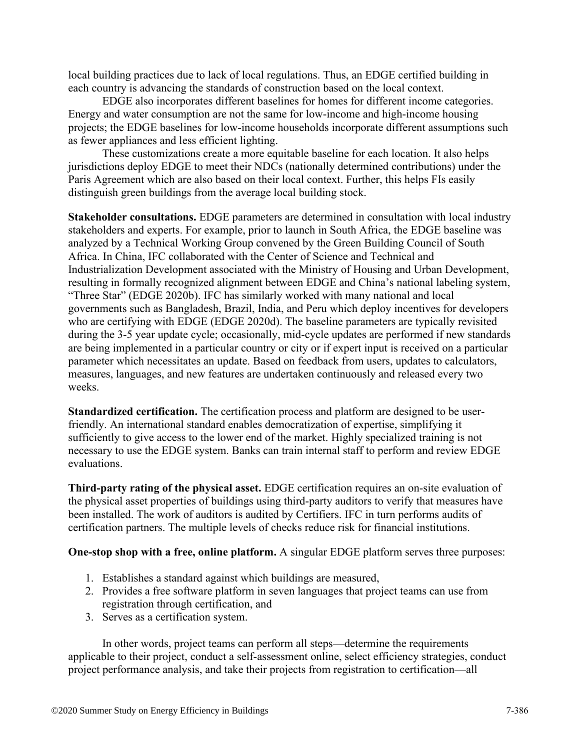local building practices due to lack of local regulations. Thus, an EDGE certified building in each country is advancing the standards of construction based on the local context.

EDGE also incorporates different baselines for homes for different income categories. Energy and water consumption are not the same for low-income and high-income housing projects; the EDGE baselines for low-income households incorporate different assumptions such as fewer appliances and less efficient lighting.

These customizations create a more equitable baseline for each location. It also helps jurisdictions deploy EDGE to meet their NDCs (nationally determined contributions) under the Paris Agreement which are also based on their local context. Further, this helps FIs easily distinguish green buildings from the average local building stock.

**Stakeholder consultations.** EDGE parameters are determined in consultation with local industry stakeholders and experts. For example, prior to launch in South Africa, the EDGE baseline was analyzed by a Technical Working Group convened by the Green Building Council of South Africa. In China, IFC collaborated with the Center of Science and Technical and Industrialization Development associated with the Ministry of Housing and Urban Development, resulting in formally recognized alignment between EDGE and China's national labeling system, "Three Star" (EDGE 2020b). IFC has similarly worked with many national and local governments such as Bangladesh, Brazil, India, and Peru which deploy incentives for developers who are certifying with EDGE (EDGE 2020d). The baseline parameters are typically revisited during the 3-5 year update cycle; occasionally, mid-cycle updates are performed if new standards are being implemented in a particular country or city or if expert input is received on a particular parameter which necessitates an update. Based on feedback from users, updates to calculators, measures, languages, and new features are undertaken continuously and released every two weeks.

**Standardized certification.** The certification process and platform are designed to be user-friendly. An international standard enables democratization of expertise, simplifying it sufficiently to give access to the lower end of the market. Highly specialized training is not necessary to use the EDGE system. Banks can train internal staff to perform and review EDGE evaluations.

**Third-party rating of the physical asset.** EDGE certification requires an on-site evaluation of the physical asset properties of buildings using third-party auditors to verify that measures have been installed. The work of auditors is audited by Certifiers. IFC in turn performs audits of certification partners. The multiple levels of checks reduce risk for financial institutions.

**One-stop shop with a free, online platform.** A singular EDGE platform serves three purposes:

1. Establishes a standard against which buildings are measured,
2. Provides a free software platform in seven languages that project teams can use from registration through certification, and
3. Serves as a certification system.

In other words, project teams can perform all steps—determine the requirements applicable to their project, conduct a self-assessment online, select efficiency strategies, conduct project performance analysis, and take their projects from registration to certification—all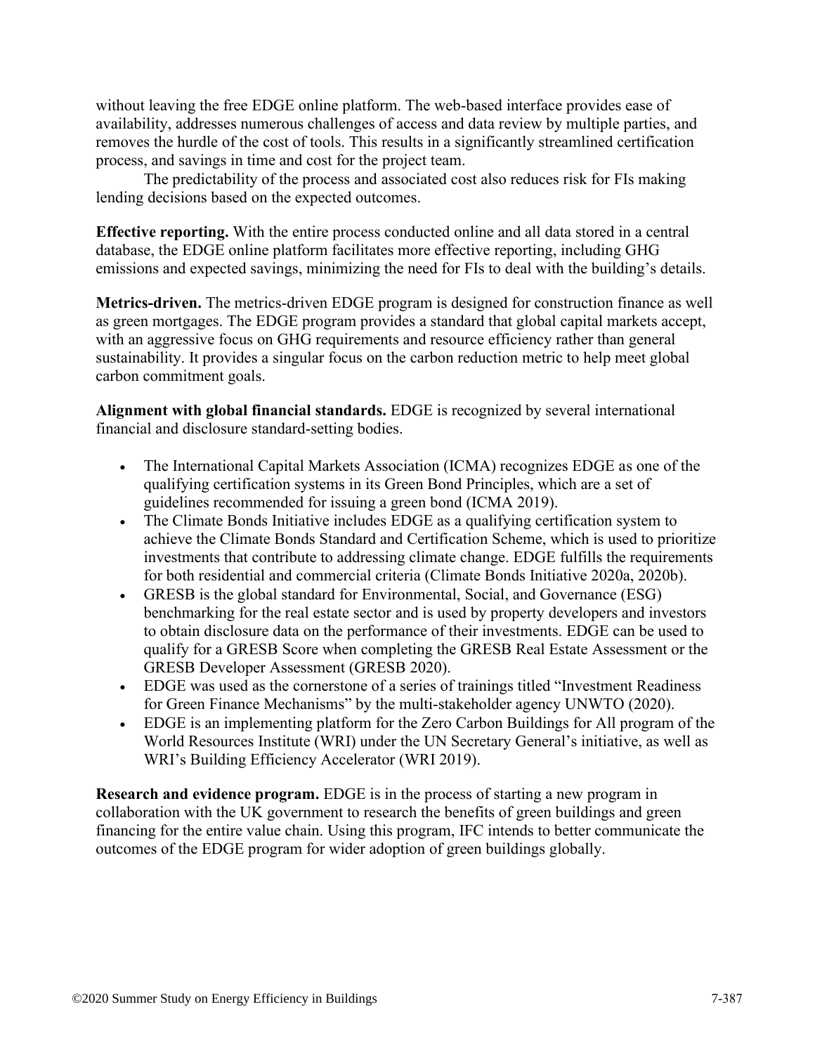without leaving the free EDGE online platform. The web-based interface provides ease of availability, addresses numerous challenges of access and data review by multiple parties, and removes the hurdle of the cost of tools. This results in a significantly streamlined certification process, and savings in time and cost for the project team.

The predictability of the process and associated cost also reduces risk for FIs making lending decisions based on the expected outcomes.

**Effective reporting.** With the entire process conducted online and all data stored in a central database, the EDGE online platform facilitates more effective reporting, including GHG emissions and expected savings, minimizing the need for FIs to deal with the building's details.

**Metrics-driven.** The metrics-driven EDGE program is designed for construction finance as well as green mortgages. The EDGE program provides a standard that global capital markets accept, with an aggressive focus on GHG requirements and resource efficiency rather than general sustainability. It provides a singular focus on the carbon reduction metric to help meet global carbon commitment goals.

**Alignment with global financial standards.** EDGE is recognized by several international financial and disclosure standard-setting bodies.

- The International Capital Markets Association (ICMA) recognizes EDGE as one of the qualifying certification systems in its Green Bond Principles, which are a set of guidelines recommended for issuing a green bond (ICMA 2019).
- The Climate Bonds Initiative includes EDGE as a qualifying certification system to achieve the Climate Bonds Standard and Certification Scheme, which is used to prioritize investments that contribute to addressing climate change. EDGE fulfills the requirements for both residential and commercial criteria (Climate Bonds Initiative 2020a, 2020b).
- GRESB is the global standard for Environmental, Social, and Governance (ESG) benchmarking for the real estate sector and is used by property developers and investors to obtain disclosure data on the performance of their investments. EDGE can be used to qualify for a GRESB Score when completing the GRESB Real Estate Assessment or the GRESB Developer Assessment (GRESB 2020).
- EDGE was used as the cornerstone of a series of trainings titled "Investment Readiness for Green Finance Mechanisms" by the multi-stakeholder agency UNWTO (2020).
- EDGE is an implementing platform for the Zero Carbon Buildings for All program of the World Resources Institute (WRI) under the UN Secretary General's initiative, as well as WRI's Building Efficiency Accelerator (WRI 2019).

**Research and evidence program.** EDGE is in the process of starting a new program in collaboration with the UK government to research the benefits of green buildings and green financing for the entire value chain. Using this program, IFC intends to better communicate the outcomes of the EDGE program for wider adoption of green buildings globally.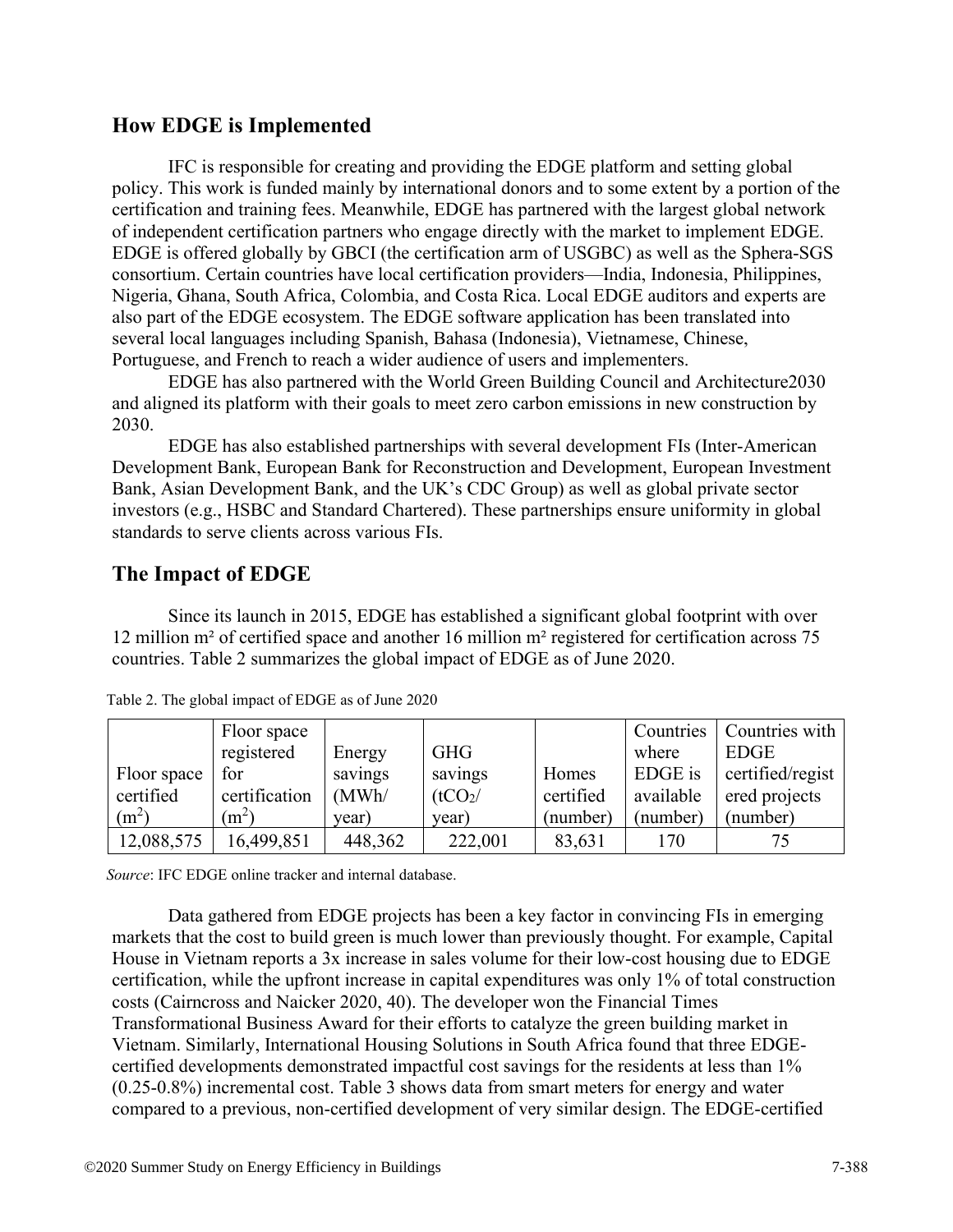## How EDGE is Implemented

IFC is responsible for creating and providing the EDGE platform and setting global policy. This work is funded mainly by international donors and to some extent by a portion of the certification and training fees. Meanwhile, EDGE has partnered with the largest global network of independent certification partners who engage directly with the market to implement EDGE. EDGE is offered globally by GBCI (the certification arm of USGBC) as well as the Sphera-SGS consortium. Certain countries have local certification providers—India, Indonesia, Philippines, Nigeria, Ghana, South Africa, Colombia, and Costa Rica. Local EDGE auditors and experts are also part of the EDGE ecosystem. The EDGE software application has been translated into several local languages including Spanish, Bahasa (Indonesia), Vietnamese, Chinese, Portuguese, and French to reach a wider audience of users and implementers.

EDGE has also partnered with the World Green Building Council and Architecture2030 and aligned its platform with their goals to meet zero carbon emissions in new construction by 2030.

EDGE has also established partnerships with several development FIs (Inter-American Development Bank, European Bank for Reconstruction and Development, European Investment Bank, Asian Development Bank, and the UK's CDC Group) as well as global private sector investors (e.g., HSBC and Standard Chartered). These partnerships ensure uniformity in global standards to serve clients across various FIs.

## The Impact of EDGE

Since its launch in 2015, EDGE has established a significant global footprint with over 12 million m² of certified space and another 16 million m² registered for certification across 75 countries. Table 2 summarizes the global impact of EDGE as of June 2020.

Table 2. The global impact of EDGE as of June 2020

| Floor space certified ($m^2$) | Floor space registered for certification ($m^2$) | Energy savings (MWh/ year) | GHG savings ($tCO_2$/ year) | Homes certified (number) | Countries where EDGE is available (number) | Countries with EDGE certified/registered projects (number) |
|---|---|---|---|---|---|---|
| 12,088,575 | 16,499,851 | 448,362 | 222,001 | 83,631 | 170 | 75 |

*Source*: IFC EDGE online tracker and internal database.

Data gathered from EDGE projects has been a key factor in convincing FIs in emerging markets that the cost to build green is much lower than previously thought. For example, Capital House in Vietnam reports a 3x increase in sales volume for their low-cost housing due to EDGE certification, while the upfront increase in capital expenditures was only 1% of total construction costs (Cairncross and Naicker 2020, 40). The developer won the Financial Times Transformational Business Award for their efforts to catalyze the green building market in Vietnam. Similarly, International Housing Solutions in South Africa found that three EDGE-certified developments demonstrated impactful cost savings for the residents at less than 1% (0.25-0.8%) incremental cost. Table 3 shows data from smart meters for energy and water compared to a previous, non-certified development of very similar design. The EDGE-certified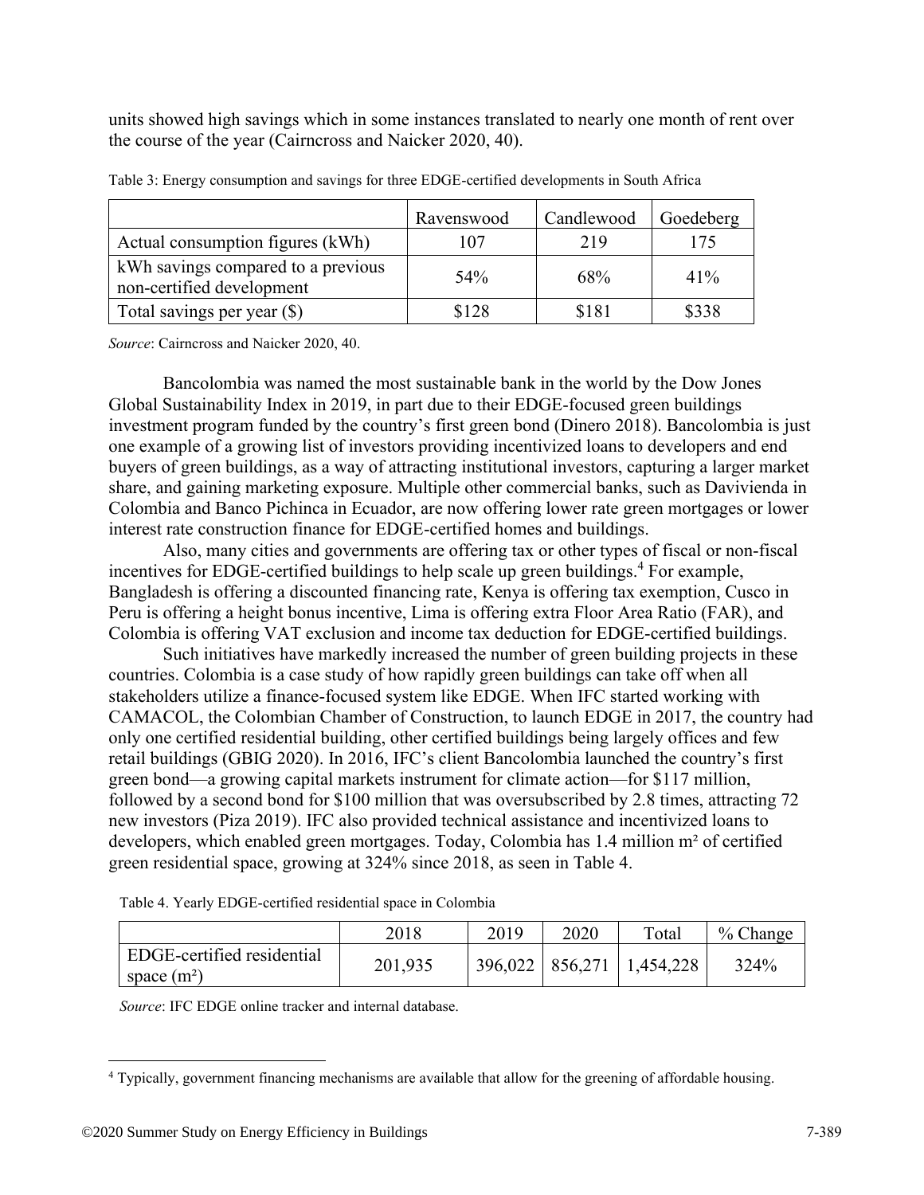units showed high savings which in some instances translated to nearly one month of rent over the course of the year (Cairncross and Naicker 2020, 40).

Table 3: Energy consumption and savings for three EDGE-certified developments in South Africa

| | Ravenswood | Candlewood | Goedeberg |
|---|---|---|---|
| Actual consumption figures (kWh) | 107 | 219 | 175 |
| kWh savings compared to a previous non-certified development | 54% | 68% | 41% |
| Total savings per year ($) | $128 | $181 | $338 |

*Source*: Cairncross and Naicker 2020, 40.

Bancolombia was named the most sustainable bank in the world by the Dow Jones Global Sustainability Index in 2019, in part due to their EDGE-focused green buildings investment program funded by the country's first green bond (Dinero 2018). Bancolombia is just one example of a growing list of investors providing incentivized loans to developers and end buyers of green buildings, as a way of attracting institutional investors, capturing a larger market share, and gaining marketing exposure. Multiple other commercial banks, such as Davivienda in Colombia and Banco Pichinca in Ecuador, are now offering lower rate green mortgages or lower interest rate construction finance for EDGE-certified homes and buildings.

Also, many cities and governments are offering tax or other types of fiscal or non-fiscal incentives for EDGE-certified buildings to help scale up green buildings.[4] For example, Bangladesh is offering a discounted financing rate, Kenya is offering tax exemption, Cusco in Peru is offering a height bonus incentive, Lima is offering extra Floor Area Ratio (FAR), and Colombia is offering VAT exclusion and income tax deduction for EDGE-certified buildings.

Such initiatives have markedly increased the number of green building projects in these countries. Colombia is a case study of how rapidly green buildings can take off when all stakeholders utilize a finance-focused system like EDGE. When IFC started working with CAMACOL, the Colombian Chamber of Construction, to launch EDGE in 2017, the country had only one certified residential building, other certified buildings being largely offices and few retail buildings (GBIG 2020). In 2016, IFC's client Bancolombia launched the country's first green bond—a growing capital markets instrument for climate action—for $117 million, followed by a second bond for $100 million that was oversubscribed by 2.8 times, attracting 72 new investors (Piza 2019). IFC also provided technical assistance and incentivized loans to developers, which enabled green mortgages. Today, Colombia has 1.4 million m² of certified green residential space, growing at 324% since 2018, as seen in Table 4.

Table 4. Yearly EDGE-certified residential space in Colombia

| | 2018 | 2019 | 2020 | Total | % Change |
|---|---|---|---|---|---|
| EDGE-certified residential space (m²) | 201,935 | 396,022 | 856,271 | 1,454,228 | 324% |

*Source*: IFC EDGE online tracker and internal database.

[4] Typically, government financing mechanisms are available that allow for the greening of affordable housing.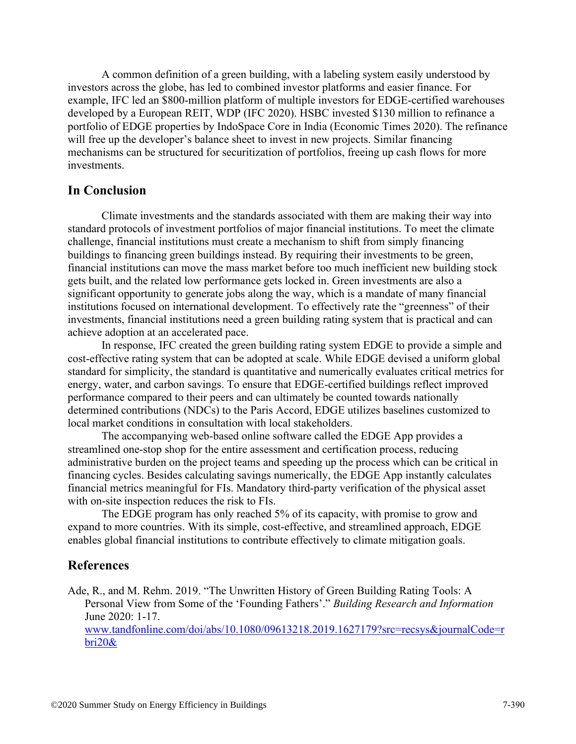A common definition of a green building, with a labeling system easily understood by investors across the globe, has led to combined investor platforms and easier finance. For example, IFC led an $800-million platform of multiple investors for EDGE-certified warehouses developed by a European REIT, WDP (IFC 2020). HSBC invested $130 million to refinance a portfolio of EDGE properties by IndoSpace Core in India (Economic Times 2020). The refinance will free up the developer's balance sheet to invest in new projects. Similar financing mechanisms can be structured for securitization of portfolios, freeing up cash flows for more investments.

## In Conclusion

Climate investments and the standards associated with them are making their way into standard protocols of investment portfolios of major financial institutions. To meet the climate challenge, financial institutions must create a mechanism to shift from simply financing buildings to financing green buildings instead. By requiring their investments to be green, financial institutions can move the mass market before too much inefficient new building stock gets built, and the related low performance gets locked in. Green investments are also a significant opportunity to generate jobs along the way, which is a mandate of many financial institutions focused on international development. To effectively rate the "greenness" of their investments, financial institutions need a green building rating system that is practical and can achieve adoption at an accelerated pace.

In response, IFC created the green building rating system EDGE to provide a simple and cost-effective rating system that can be adopted at scale. While EDGE devised a uniform global standard for simplicity, the standard is quantitative and numerically evaluates critical metrics for energy, water, and carbon savings. To ensure that EDGE-certified buildings reflect improved performance compared to their peers and can ultimately be counted towards nationally determined contributions (NDCs) to the Paris Accord, EDGE utilizes baselines customized to local market conditions in consultation with local stakeholders.

The accompanying web-based online software called the EDGE App provides a streamlined one-stop shop for the entire assessment and certification process, reducing administrative burden on the project teams and speeding up the process which can be critical in financing cycles. Besides calculating savings numerically, the EDGE App instantly calculates financial metrics meaningful for FIs. Mandatory third-party verification of the physical asset with on-site inspection reduces the risk to FIs.

The EDGE program has only reached 5% of its capacity, with promise to grow and expand to more countries. With its simple, cost-effective, and streamlined approach, EDGE enables global financial institutions to contribute effectively to climate mitigation goals.

## References

Ade, R., and M. Rehm. 2019. "The Unwritten History of Green Building Rating Tools: A Personal View from Some of the 'Founding Fathers'." *Building Research and Information* June 2020: 1-17. www.tandfonline.com/doi/abs/10.1080/09613218.2019.1627179?src=recsys&journalCode=rbri20&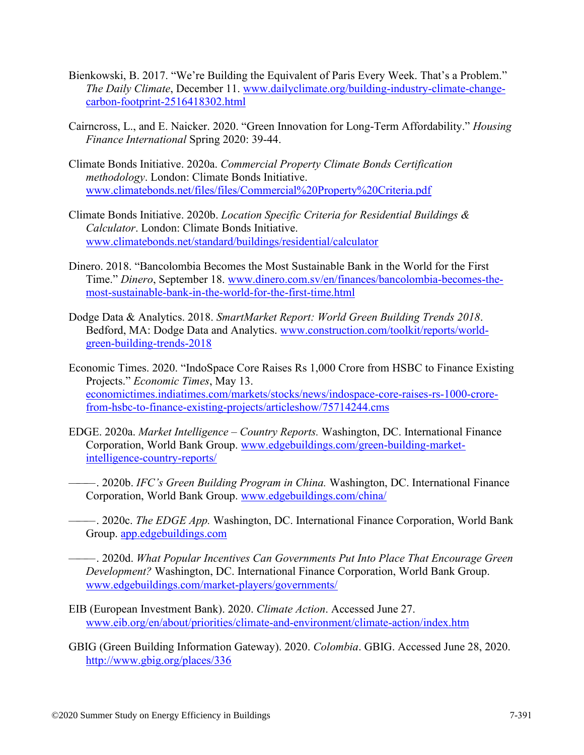Bienkowski, B. 2017. "We're Building the Equivalent of Paris Every Week. That's a Problem." *The Daily Climate*, December 11. www.dailyclimate.org/building-industry-climate-change-carbon-footprint-2516418302.html

Cairncross, L., and E. Naicker. 2020. "Green Innovation for Long-Term Affordability." *Housing Finance International* Spring 2020: 39-44.

Climate Bonds Initiative. 2020a. *Commercial Property Climate Bonds Certification methodology*. London: Climate Bonds Initiative. www.climatebonds.net/files/files/Commercial%20Property%20Criteria.pdf

Climate Bonds Initiative. 2020b. *Location Specific Criteria for Residential Buildings & Calculator*. London: Climate Bonds Initiative. www.climatebonds.net/standard/buildings/residential/calculator

Dinero. 2018. "Bancolombia Becomes the Most Sustainable Bank in the World for the First Time." *Dinero*, September 18. www.dinero.com.sv/en/finances/bancolombia-becomes-the-most-sustainable-bank-in-the-world-for-the-first-time.html

Dodge Data & Analytics. 2018. *SmartMarket Report: World Green Building Trends 2018*. Bedford, MA: Dodge Data and Analytics. www.construction.com/toolkit/reports/world-green-building-trends-2018

Economic Times. 2020. "IndoSpace Core Raises Rs 1,000 Crore from HSBC to Finance Existing Projects." *Economic Times*, May 13. economictimes.indiatimes.com/markets/stocks/news/indospace-core-raises-rs-1000-crore-from-hsbc-to-finance-existing-projects/articleshow/75714244.cms

EDGE. 2020a. *Market Intelligence – Country Reports.* Washington, DC. International Finance Corporation, World Bank Group. www.edgebuildings.com/green-building-market-intelligence-country-reports/

———. 2020b. *IFC's Green Building Program in China.* Washington, DC. International Finance Corporation, World Bank Group. www.edgebuildings.com/china/

———. 2020c. *The EDGE App.* Washington, DC. International Finance Corporation, World Bank Group. app.edgebuildings.com

———. 2020d. *What Popular Incentives Can Governments Put Into Place That Encourage Green Development?* Washington, DC. International Finance Corporation, World Bank Group. www.edgebuildings.com/market-players/governments/

EIB (European Investment Bank). 2020. *Climate Action*. Accessed June 27. www.eib.org/en/about/priorities/climate-and-environment/climate-action/index.htm

GBIG (Green Building Information Gateway). 2020. *Colombia*. GBIG. Accessed June 28, 2020. http://www.gbig.org/places/336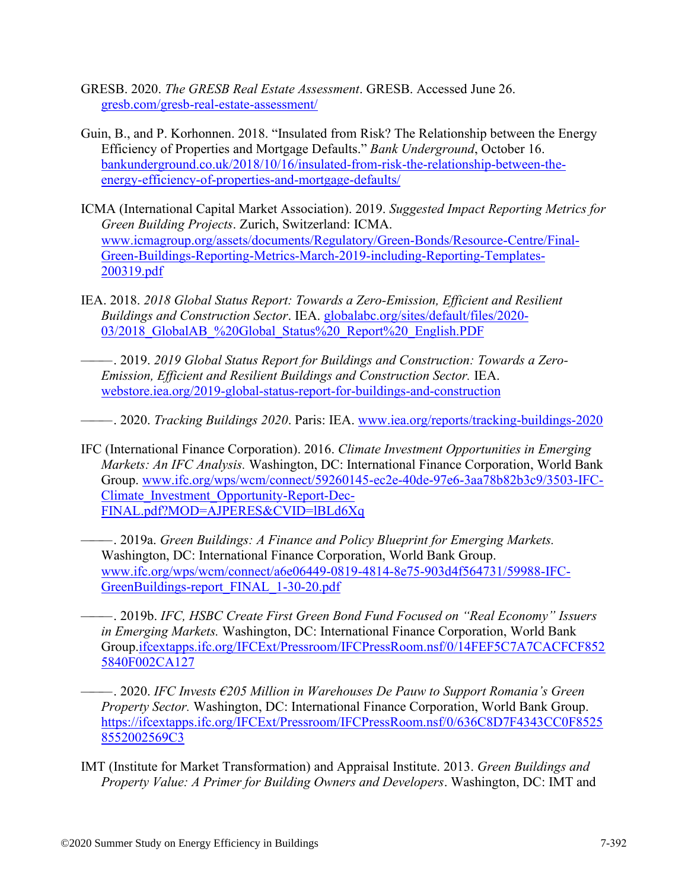GRESB. 2020. *The GRESB Real Estate Assessment*. GRESB. Accessed June 26. gresb.com/gresb-real-estate-assessment/

Guin, B., and P. Korhonnen. 2018. "Insulated from Risk? The Relationship between the Energy Efficiency of Properties and Mortgage Defaults." *Bank Underground*, October 16. bankunderground.co.uk/2018/10/16/insulated-from-risk-the-relationship-between-the-energy-efficiency-of-properties-and-mortgage-defaults/

ICMA (International Capital Market Association). 2019. *Suggested Impact Reporting Metrics for Green Building Projects*. Zurich, Switzerland: ICMA. www.icmagroup.org/assets/documents/Regulatory/Green-Bonds/Resource-Centre/Final-Green-Buildings-Reporting-Metrics-March-2019-including-Reporting-Templates-200319.pdf

IEA. 2018. *2018 Global Status Report: Towards a Zero-Emission, Efficient and Resilient Buildings and Construction Sector*. IEA. globalabc.org/sites/default/files/2020-03/2018_GlobalAB_%20Global_Status%20_Report%20_English.PDF

———. 2019. *2019 Global Status Report for Buildings and Construction: Towards a Zero-Emission, Efficient and Resilient Buildings and Construction Sector.* IEA. webstore.iea.org/2019-global-status-report-for-buildings-and-construction

———. 2020. *Tracking Buildings 2020*. Paris: IEA. www.iea.org/reports/tracking-buildings-2020

IFC (International Finance Corporation). 2016. *Climate Investment Opportunities in Emerging Markets: An IFC Analysis.* Washington, DC: International Finance Corporation, World Bank Group. www.ifc.org/wps/wcm/connect/59260145-ec2e-40de-97e6-3aa78b82b3c9/3503-IFC-Climate_Investment_Opportunity-Report-Dec-FINAL.pdf?MOD=AJPERES&CVID=lBLd6Xq

———. 2019a. *Green Buildings: A Finance and Policy Blueprint for Emerging Markets.* Washington, DC: International Finance Corporation, World Bank Group. www.ifc.org/wps/wcm/connect/a6e06449-0819-4814-8e75-903d4f564731/59988-IFC-GreenBuildings-report_FINAL_1-30-20.pdf

———. 2019b. *IFC, HSBC Create First Green Bond Fund Focused on "Real Economy" Issuers in Emerging Markets.* Washington, DC: International Finance Corporation, World Bank Group.ifcextapps.ifc.org/IFCExt/Pressroom/IFCPressRoom.nsf/0/14FEF5C7A7CACFCF8525840F002CA127

———. 2020. *IFC Invests €205 Million in Warehouses De Pauw to Support Romania's Green Property Sector.* Washington, DC: International Finance Corporation, World Bank Group. https://ifcextapps.ifc.org/IFCExt/Pressroom/IFCPressRoom.nsf/0/636C8D7F4343CC0F85258552002569C3

IMT (Institute for Market Transformation) and Appraisal Institute. 2013. *Green Buildings and Property Value: A Primer for Building Owners and Developers*. Washington, DC: IMT and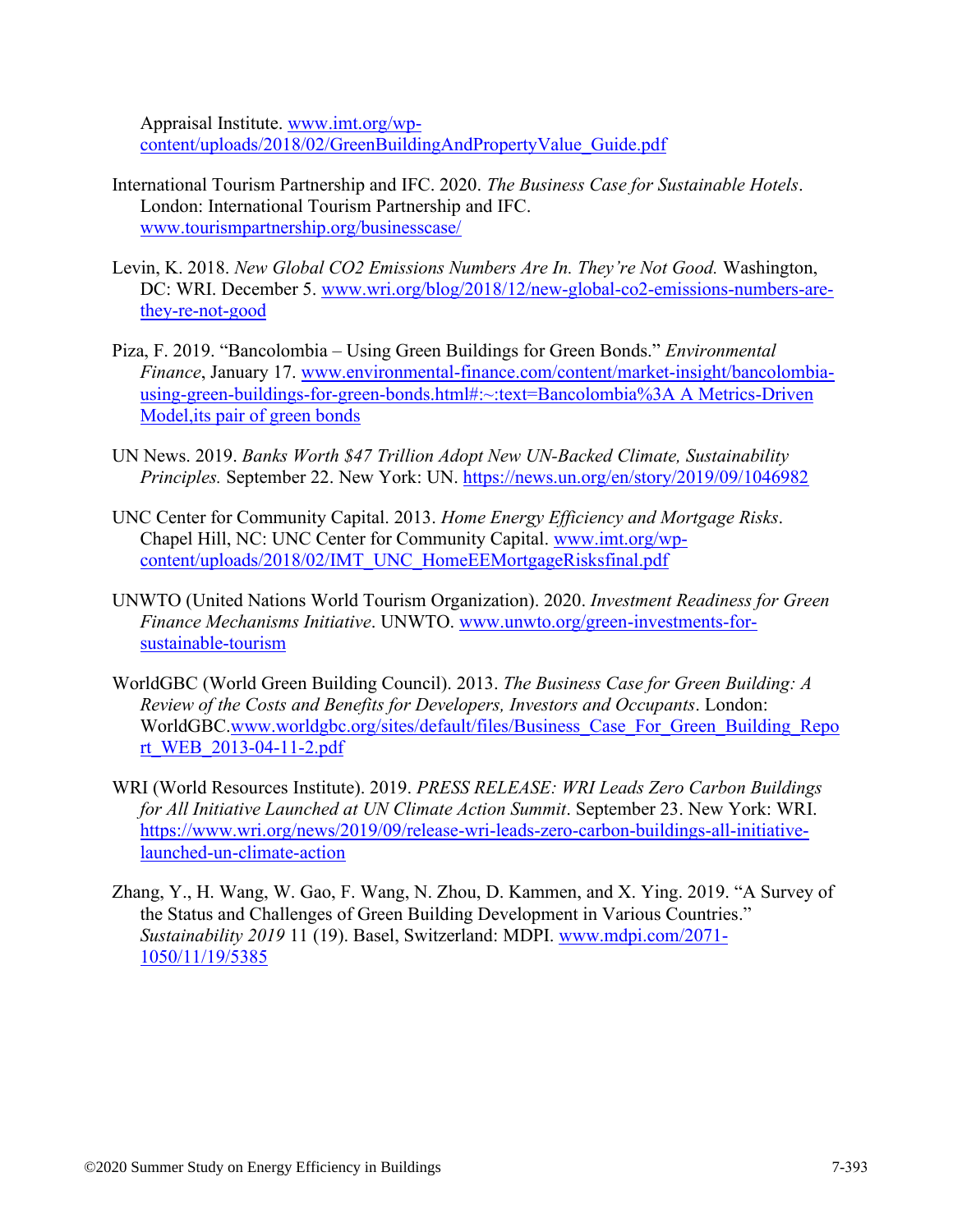Appraisal Institute. www.imt.org/wp-content/uploads/2018/02/GreenBuildingAndPropertyValue_Guide.pdf

International Tourism Partnership and IFC. 2020. *The Business Case for Sustainable Hotels*. London: International Tourism Partnership and IFC. www.tourismpartnership.org/businesscase/

Levin, K. 2018. *New Global CO2 Emissions Numbers Are In. They're Not Good.* Washington, DC: WRI. December 5. www.wri.org/blog/2018/12/new-global-co2-emissions-numbers-are-they-re-not-good

Piza, F. 2019. "Bancolombia – Using Green Buildings for Green Bonds." *Environmental Finance*, January 17. www.environmental-finance.com/content/market-insight/bancolombia-using-green-buildings-for-green-bonds.html#:~:text=Bancolombia%3A A Metrics-Driven Model,its pair of green bonds

UN News. 2019. *Banks Worth $47 Trillion Adopt New UN-Backed Climate, Sustainability Principles.* September 22. New York: UN. https://news.un.org/en/story/2019/09/1046982

UNC Center for Community Capital. 2013. *Home Energy Efficiency and Mortgage Risks*. Chapel Hill, NC: UNC Center for Community Capital. www.imt.org/wp-content/uploads/2018/02/IMT_UNC_HomeEEMortgageRisksfinal.pdf

UNWTO (United Nations World Tourism Organization). 2020. *Investment Readiness for Green Finance Mechanisms Initiative*. UNWTO. www.unwto.org/green-investments-for-sustainable-tourism

WorldGBC (World Green Building Council). 2013. *The Business Case for Green Building: A Review of the Costs and Benefits for Developers, Investors and Occupants*. London: WorldGBC.www.worldgbc.org/sites/default/files/Business_Case_For_Green_Building_Report_WEB_2013-04-11-2.pdf

WRI (World Resources Institute). 2019. *PRESS RELEASE: WRI Leads Zero Carbon Buildings for All Initiative Launched at UN Climate Action Summit*. September 23. New York: WRI. https://www.wri.org/news/2019/09/release-wri-leads-zero-carbon-buildings-all-initiative-launched-un-climate-action

Zhang, Y., H. Wang, W. Gao, F. Wang, N. Zhou, D. Kammen, and X. Ying. 2019. "A Survey of the Status and Challenges of Green Building Development in Various Countries." *Sustainability 2019* 11 (19). Basel, Switzerland: MDPI. www.mdpi.com/2071-1050/11/19/5385